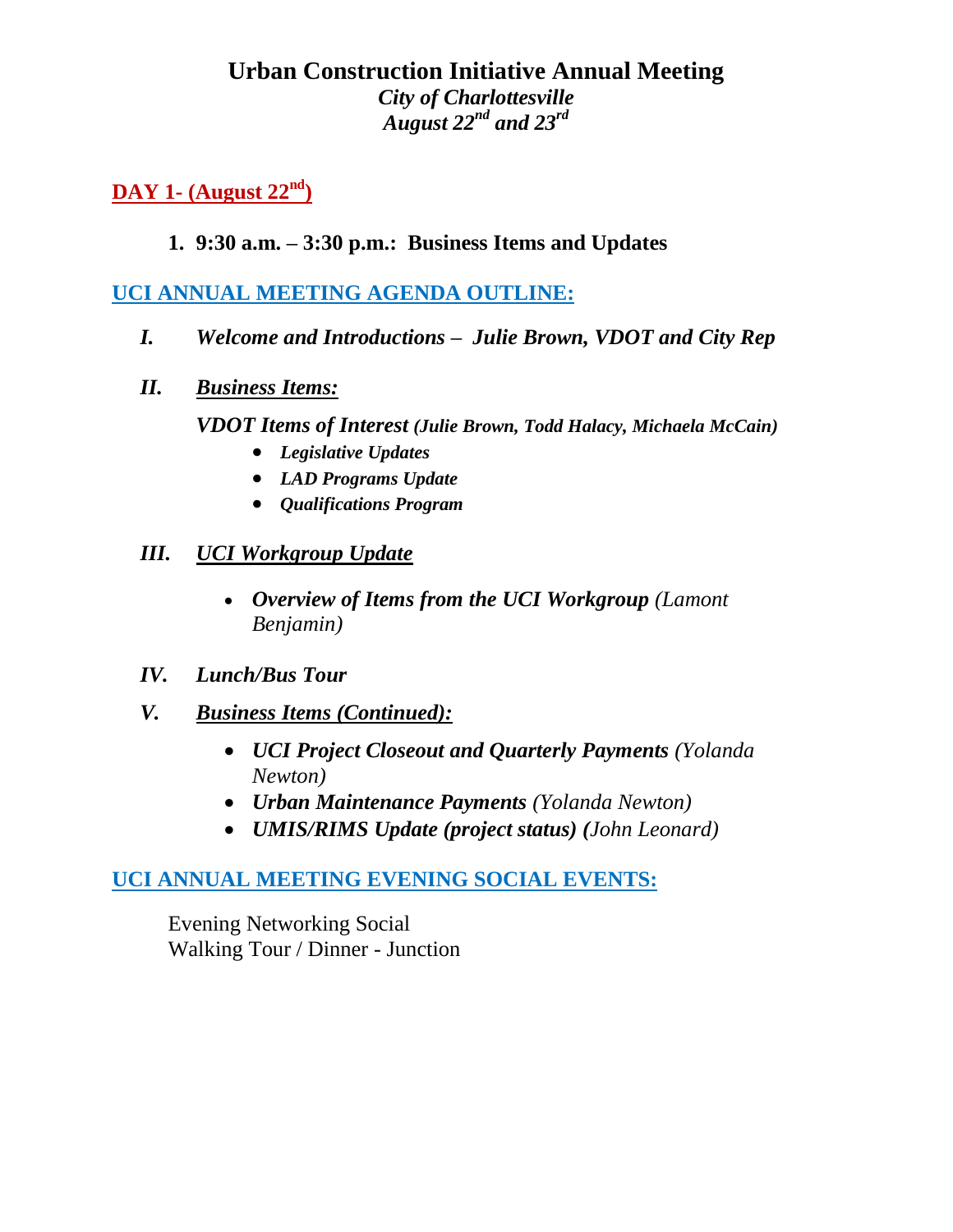# Urban Construction Initiative Annual Meeting

***City of Charlottesville***
***August 22nd and 23rd***

## DAY 1- (August 22nd)

1. **9:30 a.m. – 3:30 p.m.: Business Items and Updates**

## UCI ANNUAL MEETING AGENDA OUTLINE:

***I. Welcome and Introductions – Julie Brown, VDOT and City Rep***

***II. Business Items:***

***VDOT Items of Interest (Julie Brown, Todd Halacy, Michaela McCain)***

- ***Legislative Updates***
- ***LAD Programs Update***
- ***Qualifications Program***

***III. UCI Workgroup Update***

- ***Overview of Items from the UCI Workgroup*** *(Lamont Benjamin)*

***IV. Lunch/Bus Tour***

***V. Business Items (Continued):***

- ***UCI Project Closeout and Quarterly Payments*** *(Yolanda Newton)*
- ***Urban Maintenance Payments*** *(Yolanda Newton)*
- ***UMIS/RIMS Update (project status) (****John Leonard)*

## UCI ANNUAL MEETING EVENING SOCIAL EVENTS:

Evening Networking Social
Walking Tour / Dinner - Junction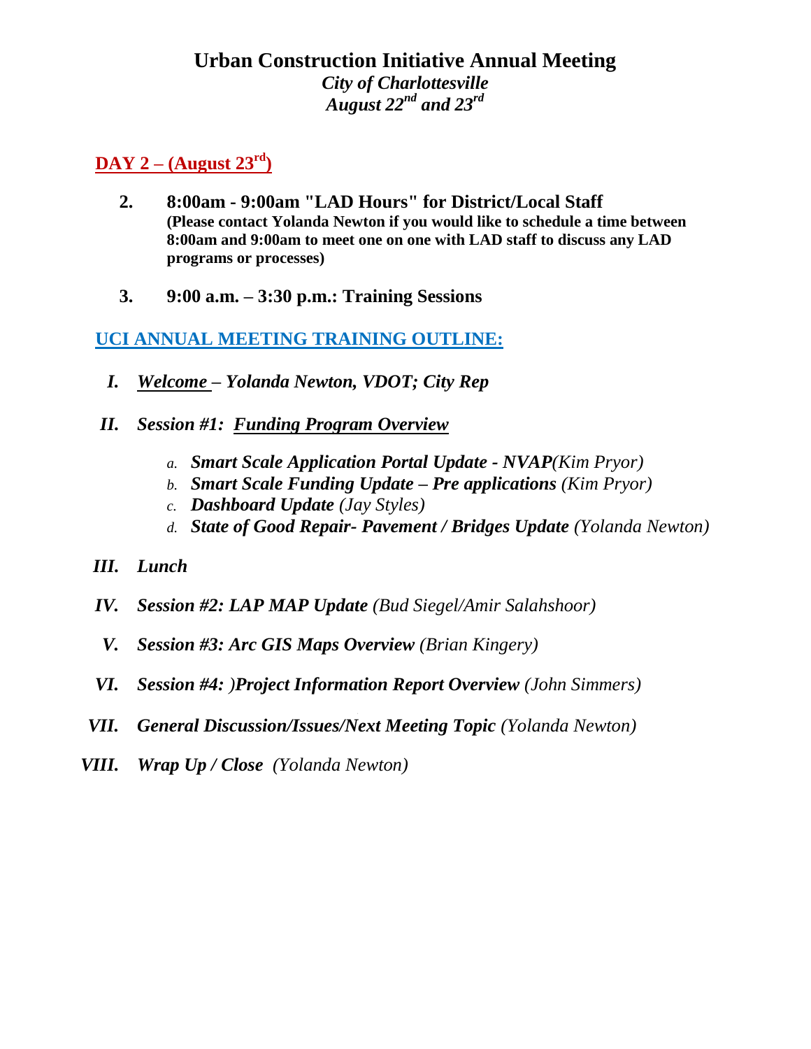# Urban Construction Initiative Annual Meeting

*City of Charlottesville*
*August 22nd and 23rd*

## DAY 2 – (August 23rd)

2. **8:00am - 9:00am "LAD Hours" for District/Local Staff**
   **(Please contact Yolanda Newton if you would like to schedule a time between 8:00am and 9:00am to meet one on one with LAD staff to discuss any LAD programs or processes)**

3. **9:00 a.m. – 3:30 p.m.: Training Sessions**

## UCI ANNUAL MEETING TRAINING OUTLINE:

I. ***Welcome – Yolanda Newton, VDOT; City Rep***

II. ***Session #1: Funding Program Overview***
   a. ***Smart Scale Application Portal Update - NVAP****(Kim Pryor)*
   b. ***Smart Scale Funding Update – Pre applications*** *(Kim Pryor)*
   c. ***Dashboard Update*** *(Jay Styles)*
   d. ***State of Good Repair- Pavement / Bridges Update*** *(Yolanda Newton)*

III. ***Lunch***

IV. ***Session #2: LAP MAP Update*** *(Bud Siegel/Amir Salahshoor)*

V. ***Session #3: Arc GIS Maps Overview*** *(Brian Kingery)*

VI. ***Session #4: )Project Information Report Overview*** *(John Simmers)*

VII. ***General Discussion/Issues/Next Meeting Topic*** *(Yolanda Newton)*

VIII. ***Wrap Up / Close*** *(Yolanda Newton)*